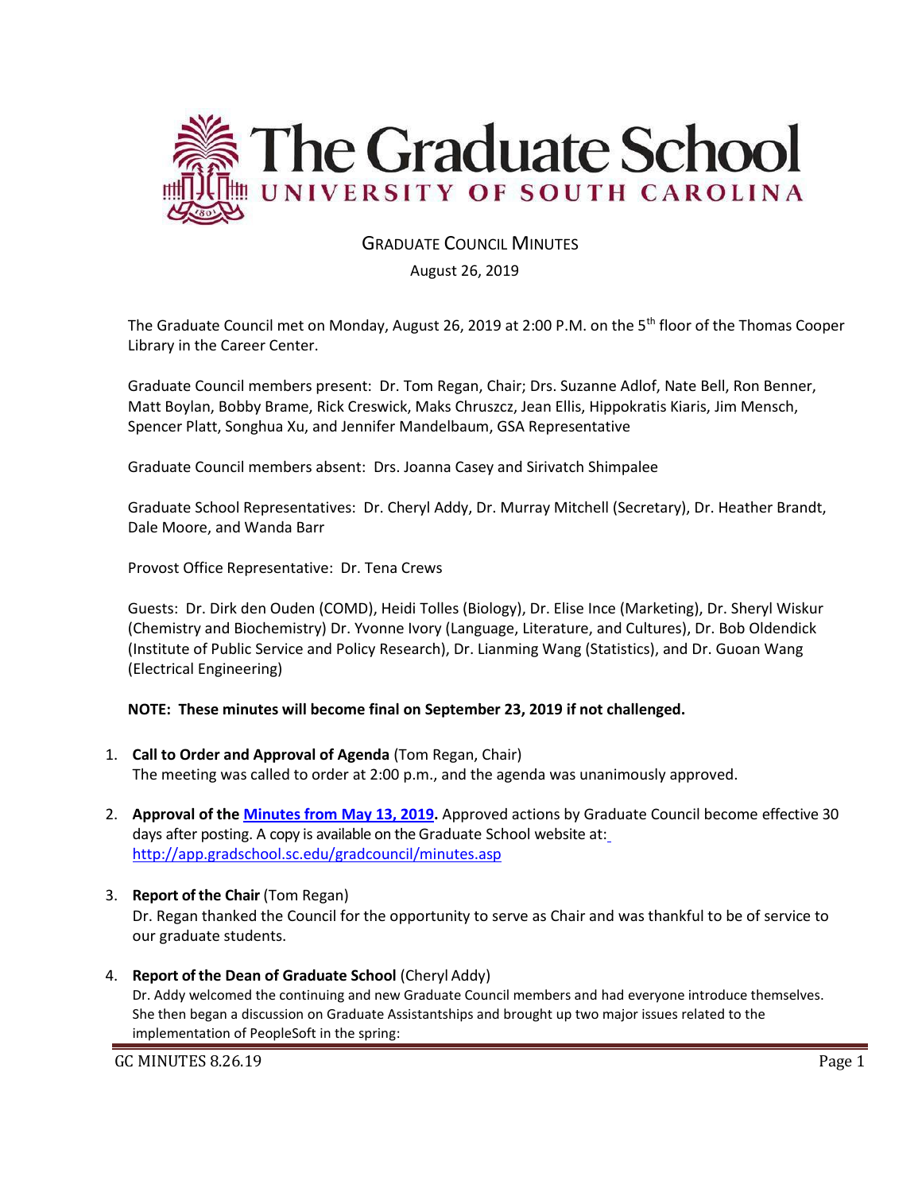# The Graduate School
## UNIVERSITY OF SOUTH CAROLINA

GRADUATE COUNCIL MINUTES

August 26, 2019

The Graduate Council met on Monday, August 26, 2019 at 2:00 P.M. on the 5th floor of the Thomas Cooper Library in the Career Center.

Graduate Council members present: Dr. Tom Regan, Chair; Drs. Suzanne Adlof, Nate Bell, Ron Benner, Matt Boylan, Bobby Brame, Rick Creswick, Maks Chruszcz, Jean Ellis, Hippokratis Kiaris, Jim Mensch, Spencer Platt, Songhua Xu, and Jennifer Mandelbaum, GSA Representative

Graduate Council members absent: Drs. Joanna Casey and Sirivatch Shimpalee

Graduate School Representatives: Dr. Cheryl Addy, Dr. Murray Mitchell (Secretary), Dr. Heather Brandt, Dale Moore, and Wanda Barr

Provost Office Representative: Dr. Tena Crews

Guests: Dr. Dirk den Ouden (COMD), Heidi Tolles (Biology), Dr. Elise Ince (Marketing), Dr. Sheryl Wiskur (Chemistry and Biochemistry) Dr. Yvonne Ivory (Language, Literature, and Cultures), Dr. Bob Oldendick (Institute of Public Service and Policy Research), Dr. Lianming Wang (Statistics), and Dr. Guoan Wang (Electrical Engineering)

**NOTE: These minutes will become final on September 23, 2019 if not challenged.**

1. **Call to Order and Approval of Agenda** (Tom Regan, Chair)
   The meeting was called to order at 2:00 p.m., and the agenda was unanimously approved.

2. **Approval of the Minutes from May 13, 2019.** Approved actions by Graduate Council become effective 30 days after posting. A copy is available on the Graduate School website at: http://app.gradschool.sc.edu/gradcouncil/minutes.asp

3. **Report of the Chair** (Tom Regan)
   Dr. Regan thanked the Council for the opportunity to serve as Chair and was thankful to be of service to our graduate students.

4. **Report of the Dean of Graduate School** (Cheryl Addy)
   Dr. Addy welcomed the continuing and new Graduate Council members and had everyone introduce themselves. She then began a discussion on Graduate Assistantships and brought up two major issues related to the implementation of PeopleSoft in the spring: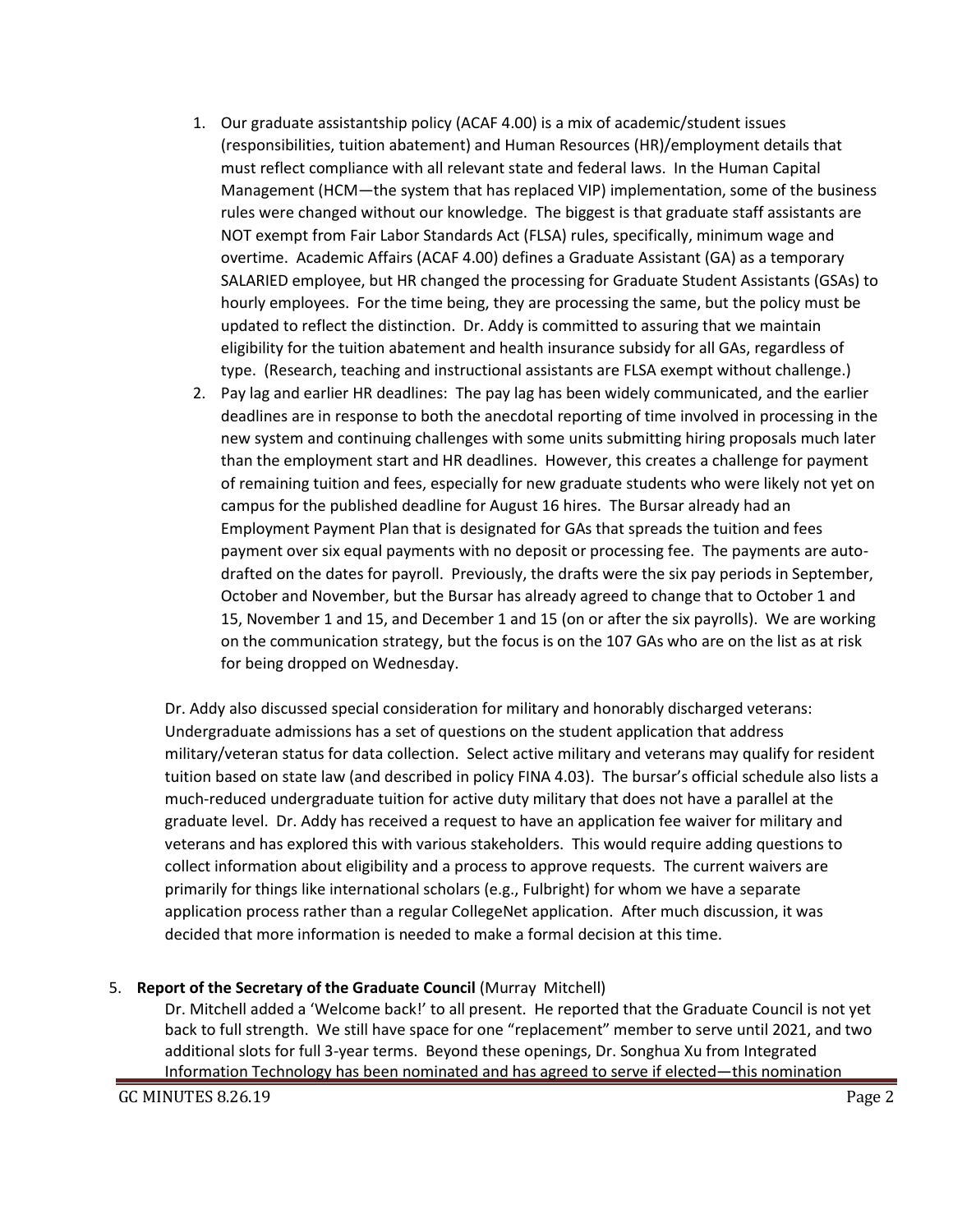1. Our graduate assistantship policy (ACAF 4.00) is a mix of academic/student issues (responsibilities, tuition abatement) and Human Resources (HR)/employment details that must reflect compliance with all relevant state and federal laws. In the Human Capital Management (HCM—the system that has replaced VIP) implementation, some of the business rules were changed without our knowledge. The biggest is that graduate staff assistants are NOT exempt from Fair Labor Standards Act (FLSA) rules, specifically, minimum wage and overtime. Academic Affairs (ACAF 4.00) defines a Graduate Assistant (GA) as a temporary SALARIED employee, but HR changed the processing for Graduate Student Assistants (GSAs) to hourly employees. For the time being, they are processing the same, but the policy must be updated to reflect the distinction. Dr. Addy is committed to assuring that we maintain eligibility for the tuition abatement and health insurance subsidy for all GAs, regardless of type. (Research, teaching and instructional assistants are FLSA exempt without challenge.)
2. Pay lag and earlier HR deadlines: The pay lag has been widely communicated, and the earlier deadlines are in response to both the anecdotal reporting of time involved in processing in the new system and continuing challenges with some units submitting hiring proposals much later than the employment start and HR deadlines. However, this creates a challenge for payment of remaining tuition and fees, especially for new graduate students who were likely not yet on campus for the published deadline for August 16 hires. The Bursar already had an Employment Payment Plan that is designated for GAs that spreads the tuition and fees payment over six equal payments with no deposit or processing fee. The payments are auto-drafted on the dates for payroll. Previously, the drafts were the six pay periods in September, October and November, but the Bursar has already agreed to change that to October 1 and 15, November 1 and 15, and December 1 and 15 (on or after the six payrolls). We are working on the communication strategy, but the focus is on the 107 GAs who are on the list as at risk for being dropped on Wednesday.

Dr. Addy also discussed special consideration for military and honorably discharged veterans: Undergraduate admissions has a set of questions on the student application that address military/veteran status for data collection. Select active military and veterans may qualify for resident tuition based on state law (and described in policy FINA 4.03). The bursar's official schedule also lists a much-reduced undergraduate tuition for active duty military that does not have a parallel at the graduate level. Dr. Addy has received a request to have an application fee waiver for military and veterans and has explored this with various stakeholders. This would require adding questions to collect information about eligibility and a process to approve requests. The current waivers are primarily for things like international scholars (e.g., Fulbright) for whom we have a separate application process rather than a regular CollegeNet application. After much discussion, it was decided that more information is needed to make a formal decision at this time.

5. **Report of the Secretary of the Graduate Council** (Murray Mitchell)

Dr. Mitchell added a 'Welcome back!' to all present. He reported that the Graduate Council is not yet back to full strength. We still have space for one "replacement" member to serve until 2021, and two additional slots for full 3-year terms. Beyond these openings, Dr. Songhua Xu from Integrated Information Technology has been nominated and has agreed to serve if elected—this nomination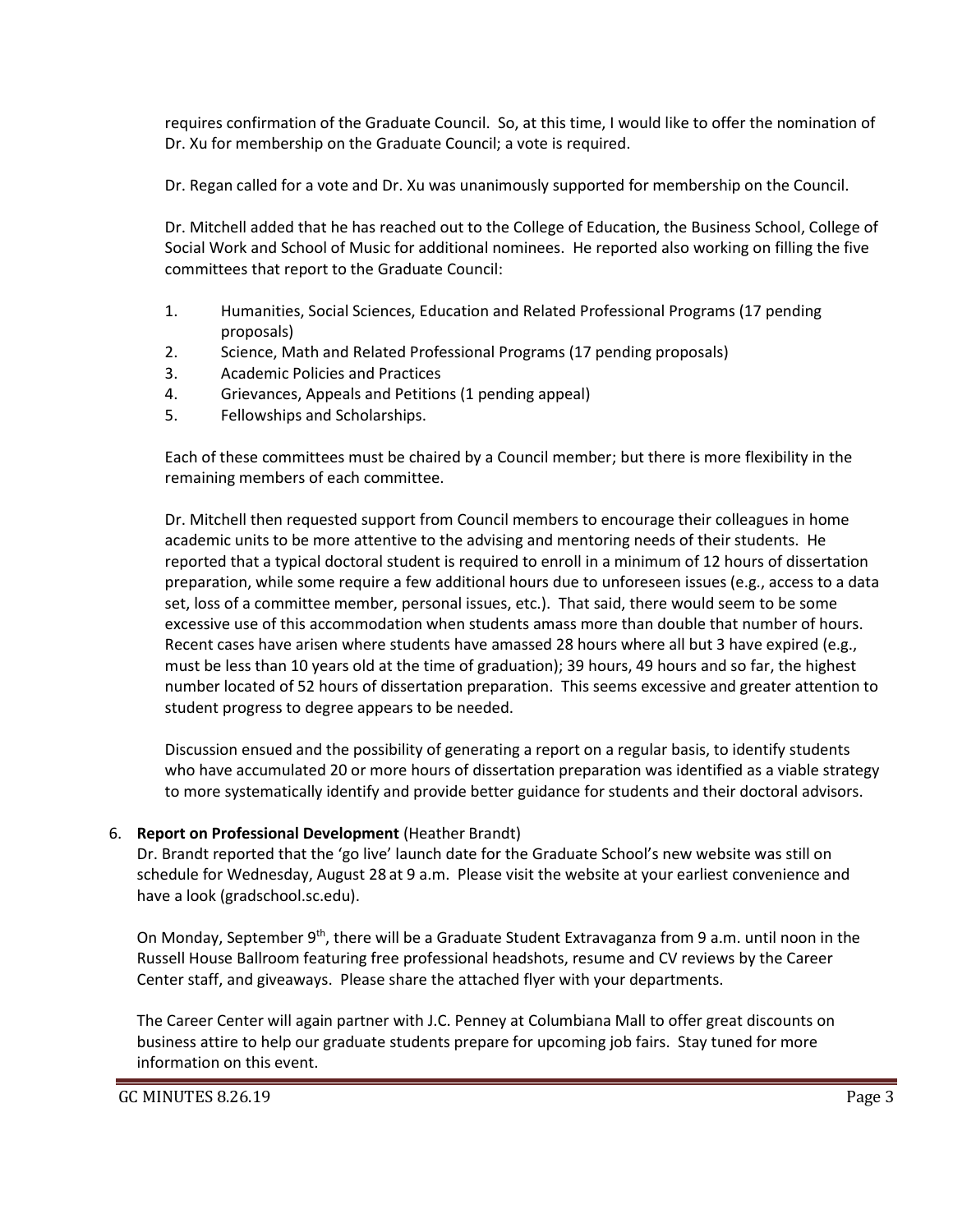requires confirmation of the Graduate Council. So, at this time, I would like to offer the nomination of Dr. Xu for membership on the Graduate Council; a vote is required.

Dr. Regan called for a vote and Dr. Xu was unanimously supported for membership on the Council.

Dr. Mitchell added that he has reached out to the College of Education, the Business School, College of Social Work and School of Music for additional nominees. He reported also working on filling the five committees that report to the Graduate Council:

1. Humanities, Social Sciences, Education and Related Professional Programs (17 pending proposals)
2. Science, Math and Related Professional Programs (17 pending proposals)
3. Academic Policies and Practices
4. Grievances, Appeals and Petitions (1 pending appeal)
5. Fellowships and Scholarships.

Each of these committees must be chaired by a Council member; but there is more flexibility in the remaining members of each committee.

Dr. Mitchell then requested support from Council members to encourage their colleagues in home academic units to be more attentive to the advising and mentoring needs of their students. He reported that a typical doctoral student is required to enroll in a minimum of 12 hours of dissertation preparation, while some require a few additional hours due to unforeseen issues (e.g., access to a data set, loss of a committee member, personal issues, etc.). That said, there would seem to be some excessive use of this accommodation when students amass more than double that number of hours. Recent cases have arisen where students have amassed 28 hours where all but 3 have expired (e.g., must be less than 10 years old at the time of graduation); 39 hours, 49 hours and so far, the highest number located of 52 hours of dissertation preparation. This seems excessive and greater attention to student progress to degree appears to be needed.

Discussion ensued and the possibility of generating a report on a regular basis, to identify students who have accumulated 20 or more hours of dissertation preparation was identified as a viable strategy to more systematically identify and provide better guidance for students and their doctoral advisors.

6. **Report on Professional Development** (Heather Brandt)

Dr. Brandt reported that the 'go live' launch date for the Graduate School's new website was still on schedule for Wednesday, August 28 at 9 a.m. Please visit the website at your earliest convenience and have a look (gradschool.sc.edu).

On Monday, September 9th, there will be a Graduate Student Extravaganza from 9 a.m. until noon in the Russell House Ballroom featuring free professional headshots, resume and CV reviews by the Career Center staff, and giveaways. Please share the attached flyer with your departments.

The Career Center will again partner with J.C. Penney at Columbiana Mall to offer great discounts on business attire to help our graduate students prepare for upcoming job fairs. Stay tuned for more information on this event.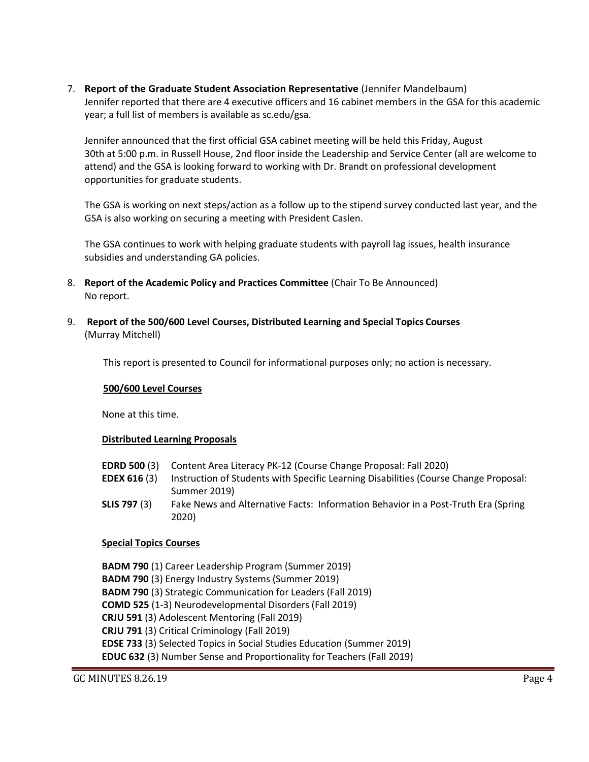7. **Report of the Graduate Student Association Representative** (Jennifer Mandelbaum)
   Jennifer reported that there are 4 executive officers and 16 cabinet members in the GSA for this academic year; a full list of members is available as sc.edu/gsa.

   Jennifer announced that the first official GSA cabinet meeting will be held this Friday, August 30th at 5:00 p.m. in Russell House, 2nd floor inside the Leadership and Service Center (all are welcome to attend) and the GSA is looking forward to working with Dr. Brandt on professional development opportunities for graduate students.

   The GSA is working on next steps/action as a follow up to the stipend survey conducted last year, and the GSA is also working on securing a meeting with President Caslen.

   The GSA continues to work with helping graduate students with payroll lag issues, health insurance subsidies and understanding GA policies.

8. **Report of the Academic Policy and Practices Committee** (Chair To Be Announced)
   No report.

9. **Report of the 500/600 Level Courses, Distributed Learning and Special Topics Courses** (Murray Mitchell)

   This report is presented to Council for informational purposes only; no action is necessary.

   **500/600 Level Courses**

   None at this time.

   **Distributed Learning Proposals**

   **EDRD 500** (3) Content Area Literacy PK-12 (Course Change Proposal: Fall 2020)
   **EDEX 616** (3) Instruction of Students with Specific Learning Disabilities (Course Change Proposal: Summer 2019)
   **SLIS 797** (3) Fake News and Alternative Facts: Information Behavior in a Post-Truth Era (Spring 2020)

   **Special Topics Courses**

   **BADM 790** (1) Career Leadership Program (Summer 2019)
   **BADM 790** (3) Energy Industry Systems (Summer 2019)
   **BADM 790** (3) Strategic Communication for Leaders (Fall 2019)
   **COMD 525** (1-3) Neurodevelopmental Disorders (Fall 2019)
   **CRJU 591** (3) Adolescent Mentoring (Fall 2019)
   **CRJU 791** (3) Critical Criminology (Fall 2019)
   **EDSE 733** (3) Selected Topics in Social Studies Education (Summer 2019)
   **EDUC 632** (3) Number Sense and Proportionality for Teachers (Fall 2019)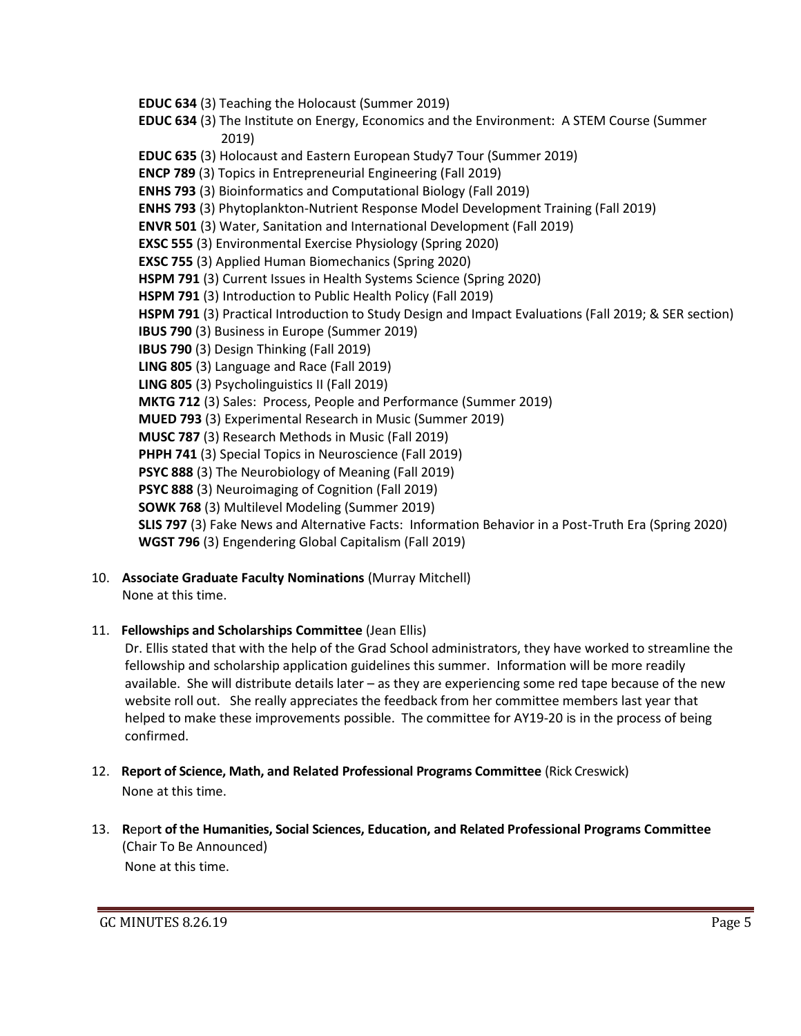**EDUC 634** (3) Teaching the Holocaust (Summer 2019)
**EDUC 634** (3) The Institute on Energy, Economics and the Environment: A STEM Course (Summer 2019)
**EDUC 635** (3) Holocaust and Eastern European Study7 Tour (Summer 2019)
**ENCP 789** (3) Topics in Entrepreneurial Engineering (Fall 2019)
**ENHS 793** (3) Bioinformatics and Computational Biology (Fall 2019)
**ENHS 793** (3) Phytoplankton-Nutrient Response Model Development Training (Fall 2019)
**ENVR 501** (3) Water, Sanitation and International Development (Fall 2019)
**EXSC 555** (3) Environmental Exercise Physiology (Spring 2020)
**EXSC 755** (3) Applied Human Biomechanics (Spring 2020)
**HSPM 791** (3) Current Issues in Health Systems Science (Spring 2020)
**HSPM 791** (3) Introduction to Public Health Policy (Fall 2019)
**HSPM 791** (3) Practical Introduction to Study Design and Impact Evaluations (Fall 2019; & SER section)
**IBUS 790** (3) Business in Europe (Summer 2019)
**IBUS 790** (3) Design Thinking (Fall 2019)
**LING 805** (3) Language and Race (Fall 2019)
**LING 805** (3) Psycholinguistics II (Fall 2019)
**MKTG 712** (3) Sales: Process, People and Performance (Summer 2019)
**MUED 793** (3) Experimental Research in Music (Summer 2019)
**MUSC 787** (3) Research Methods in Music (Fall 2019)
**PHPH 741** (3) Special Topics in Neuroscience (Fall 2019)
**PSYC 888** (3) The Neurobiology of Meaning (Fall 2019)
**PSYC 888** (3) Neuroimaging of Cognition (Fall 2019)
**SOWK 768** (3) Multilevel Modeling (Summer 2019)
**SLIS 797** (3) Fake News and Alternative Facts: Information Behavior in a Post-Truth Era (Spring 2020)
**WGST 796** (3) Engendering Global Capitalism (Fall 2019)

10. **Associate Graduate Faculty Nominations** (Murray Mitchell)
    None at this time.

11. **Fellowships and Scholarships Committee** (Jean Ellis)
    Dr. Ellis stated that with the help of the Grad School administrators, they have worked to streamline the fellowship and scholarship application guidelines this summer. Information will be more readily available. She will distribute details later – as they are experiencing some red tape because of the new website roll out. She really appreciates the feedback from her committee members last year that helped to make these improvements possible. The committee for AY19-20 is in the process of being confirmed.

12. **Report of Science, Math, and Related Professional Programs Committee** (Rick Creswick)
    None at this time.

13. **Report of the Humanities, Social Sciences, Education, and Related Professional Programs Committee** (Chair To Be Announced)
    None at this time.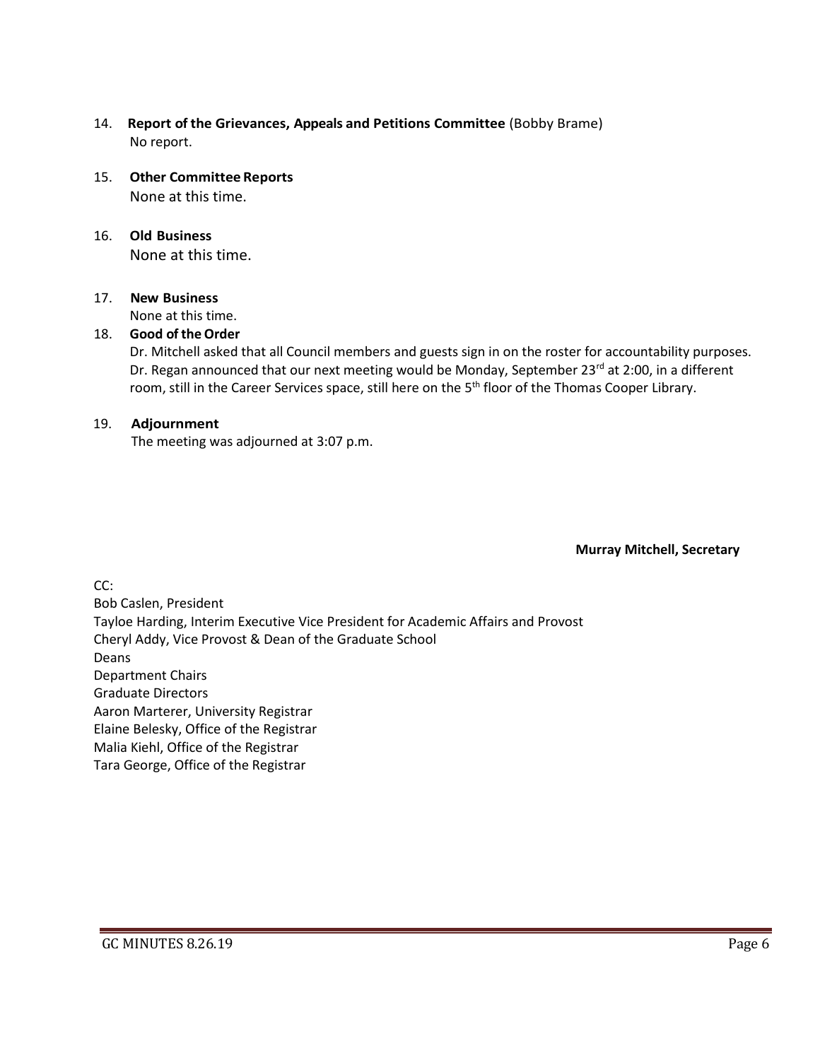14. **Report of the Grievances, Appeals and Petitions Committee** (Bobby Brame)
    No report.

15. **Other Committee Reports**
    None at this time.

16. **Old Business**
    None at this time.

17. **New Business**
    None at this time.

18. **Good of the Order**
    Dr. Mitchell asked that all Council members and guests sign in on the roster for accountability purposes. Dr. Regan announced that our next meeting would be Monday, September 23rd at 2:00, in a different room, still in the Career Services space, still here on the 5th floor of the Thomas Cooper Library.

19. **Adjournment**
    The meeting was adjourned at 3:07 p.m.

**Murray Mitchell, Secretary**

CC:
Bob Caslen, President
Tayloe Harding, Interim Executive Vice President for Academic Affairs and Provost
Cheryl Addy, Vice Provost & Dean of the Graduate School
Deans
Department Chairs
Graduate Directors
Aaron Marterer, University Registrar
Elaine Belesky, Office of the Registrar
Malia Kiehl, Office of the Registrar
Tara George, Office of the Registrar